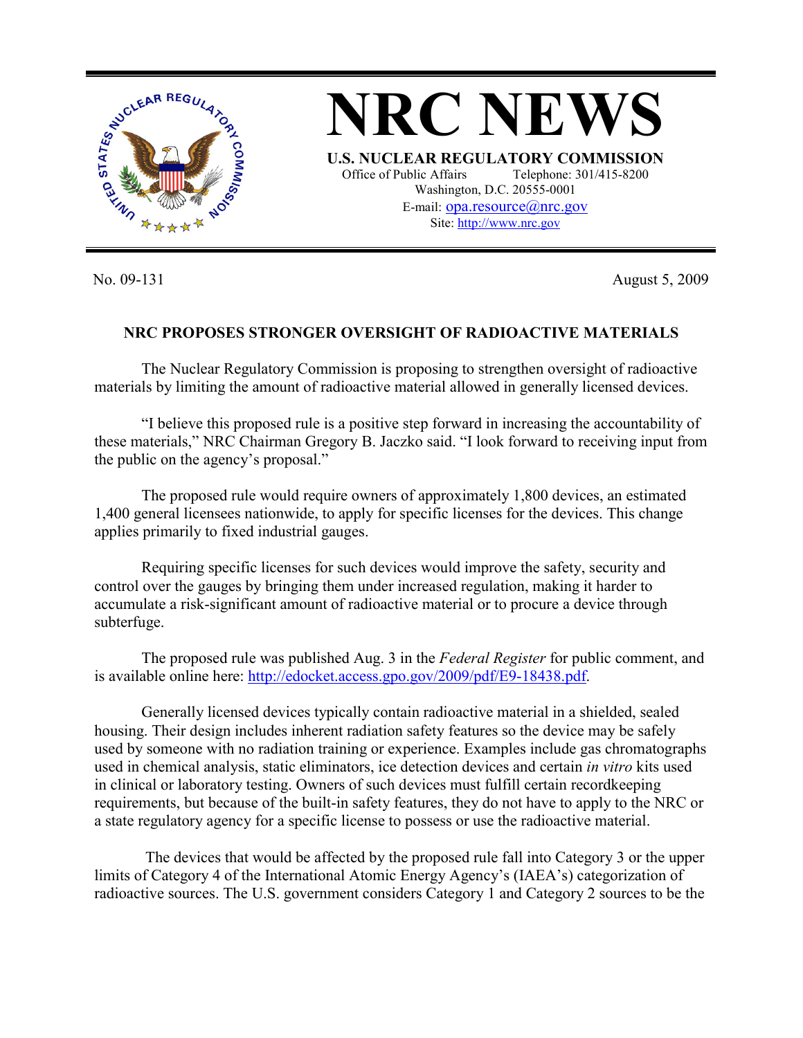# NRC NEWS

**U.S. NUCLEAR REGULATORY COMMISSION**

Office of Public Affairs  Telephone: 301/415-8200
Washington, D.C. 20555-0001
E-mail: opa.resource@nrc.gov
Site: http://www.nrc.gov

No. 09-131 August 5, 2009

## NRC PROPOSES STRONGER OVERSIGHT OF RADIOACTIVE MATERIALS

The Nuclear Regulatory Commission is proposing to strengthen oversight of radioactive materials by limiting the amount of radioactive material allowed in generally licensed devices.

"I believe this proposed rule is a positive step forward in increasing the accountability of these materials," NRC Chairman Gregory B. Jaczko said. "I look forward to receiving input from the public on the agency's proposal."

The proposed rule would require owners of approximately 1,800 devices, an estimated 1,400 general licensees nationwide, to apply for specific licenses for the devices. This change applies primarily to fixed industrial gauges.

Requiring specific licenses for such devices would improve the safety, security and control over the gauges by bringing them under increased regulation, making it harder to accumulate a risk-significant amount of radioactive material or to procure a device through subterfuge.

The proposed rule was published Aug. 3 in the *Federal Register* for public comment, and is available online here: http://edocket.access.gpo.gov/2009/pdf/E9-18438.pdf.

Generally licensed devices typically contain radioactive material in a shielded, sealed housing. Their design includes inherent radiation safety features so the device may be safely used by someone with no radiation training or experience. Examples include gas chromatographs used in chemical analysis, static eliminators, ice detection devices and certain *in vitro* kits used in clinical or laboratory testing. Owners of such devices must fulfill certain recordkeeping requirements, but because of the built-in safety features, they do not have to apply to the NRC or a state regulatory agency for a specific license to possess or use the radioactive material.

The devices that would be affected by the proposed rule fall into Category 3 or the upper limits of Category 4 of the International Atomic Energy Agency's (IAEA's) categorization of radioactive sources. The U.S. government considers Category 1 and Category 2 sources to be the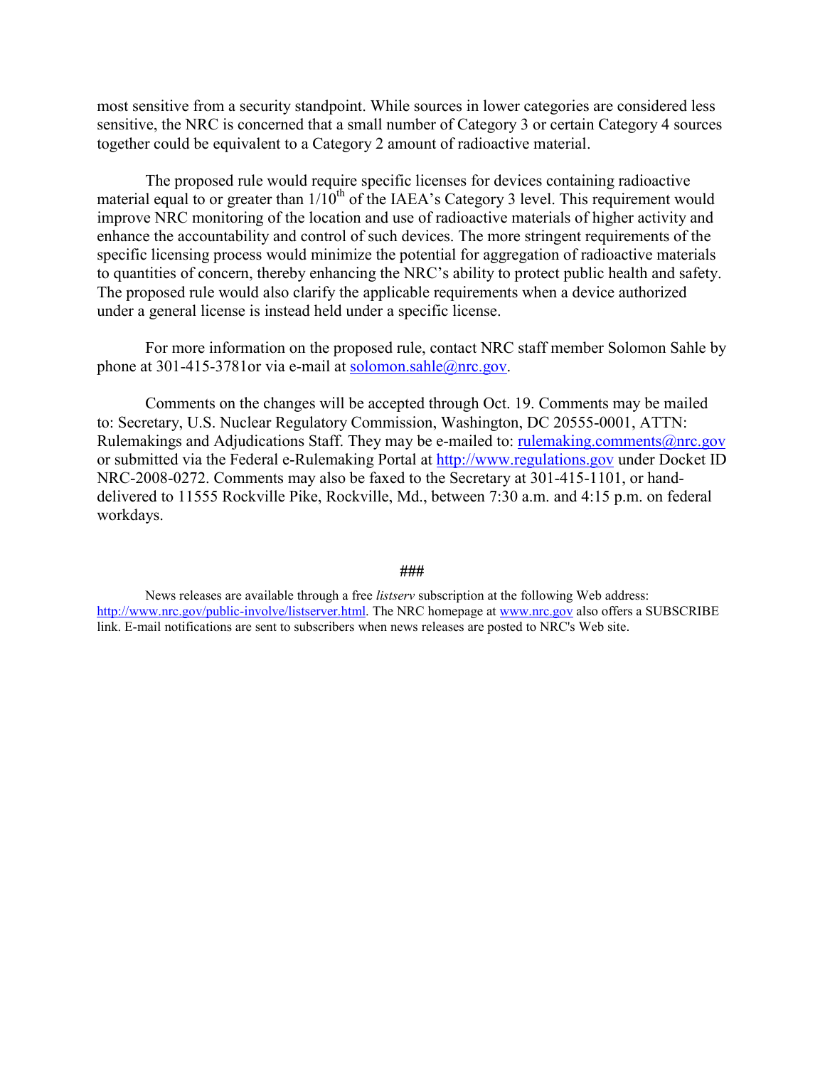most sensitive from a security standpoint. While sources in lower categories are considered less sensitive, the NRC is concerned that a small number of Category 3 or certain Category 4 sources together could be equivalent to a Category 2 amount of radioactive material.

The proposed rule would require specific licenses for devices containing radioactive material equal to or greater than 1/10th of the IAEA's Category 3 level. This requirement would improve NRC monitoring of the location and use of radioactive materials of higher activity and enhance the accountability and control of such devices. The more stringent requirements of the specific licensing process would minimize the potential for aggregation of radioactive materials to quantities of concern, thereby enhancing the NRC's ability to protect public health and safety. The proposed rule would also clarify the applicable requirements when a device authorized under a general license is instead held under a specific license.

For more information on the proposed rule, contact NRC staff member Solomon Sahle by phone at 301-415-3781or via e-mail at solomon.sahle@nrc.gov.

Comments on the changes will be accepted through Oct. 19. Comments may be mailed to: Secretary, U.S. Nuclear Regulatory Commission, Washington, DC 20555-0001, ATTN: Rulemakings and Adjudications Staff. They may be e-mailed to: rulemaking.comments@nrc.gov or submitted via the Federal e-Rulemaking Portal at http://www.regulations.gov under Docket ID NRC-2008-0272. Comments may also be faxed to the Secretary at 301-415-1101, or hand-delivered to 11555 Rockville Pike, Rockville, Md., between 7:30 a.m. and 4:15 p.m. on federal workdays.

###

News releases are available through a free *listserv* subscription at the following Web address: http://www.nrc.gov/public-involve/listserver.html. The NRC homepage at www.nrc.gov also offers a SUBSCRIBE link. E-mail notifications are sent to subscribers when news releases are posted to NRC's Web site.